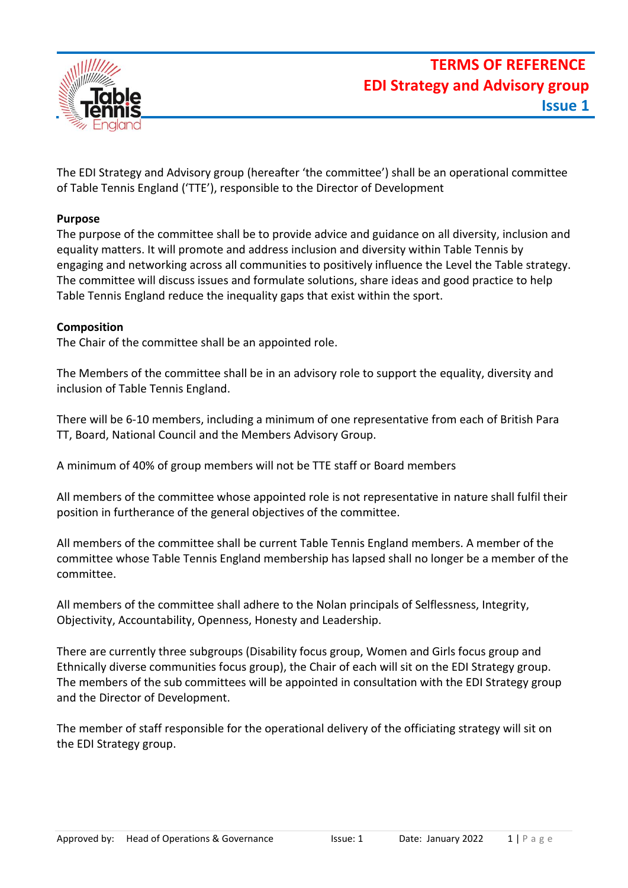# TERMS OF REFERENCE
## EDI Strategy and Advisory group
### Issue 1

The EDI Strategy and Advisory group (hereafter 'the committee') shall be an operational committee of Table Tennis England ('TTE'), responsible to the Director of Development

**Purpose**

The purpose of the committee shall be to provide advice and guidance on all diversity, inclusion and equality matters. It will promote and address inclusion and diversity within Table Tennis by engaging and networking across all communities to positively influence the Level the Table strategy. The committee will discuss issues and formulate solutions, share ideas and good practice to help Table Tennis England reduce the inequality gaps that exist within the sport.

**Composition**

The Chair of the committee shall be an appointed role.

The Members of the committee shall be in an advisory role to support the equality, diversity and inclusion of Table Tennis England.

There will be 6-10 members, including a minimum of one representative from each of British Para TT, Board, National Council and the Members Advisory Group.

A minimum of 40% of group members will not be TTE staff or Board members

All members of the committee whose appointed role is not representative in nature shall fulfil their position in furtherance of the general objectives of the committee.

All members of the committee shall be current Table Tennis England members. A member of the committee whose Table Tennis England membership has lapsed shall no longer be a member of the committee.

All members of the committee shall adhere to the Nolan principals of Selflessness, Integrity, Objectivity, Accountability, Openness, Honesty and Leadership.

There are currently three subgroups (Disability focus group, Women and Girls focus group and Ethnically diverse communities focus group), the Chair of each will sit on the EDI Strategy group. The members of the sub committees will be appointed in consultation with the EDI Strategy group and the Director of Development.

The member of staff responsible for the operational delivery of the officiating strategy will sit on the EDI Strategy group.

Approved by: Head of Operations & Governance | Issue: 1 | Date: January 2022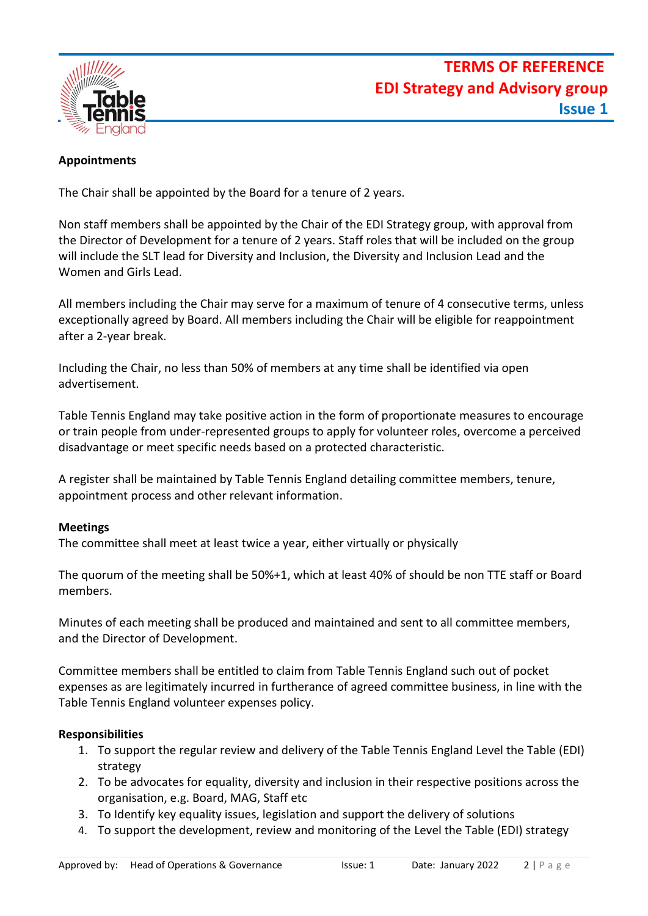**Appointments**

The Chair shall be appointed by the Board for a tenure of 2 years.

Non staff members shall be appointed by the Chair of the EDI Strategy group, with approval from the Director of Development for a tenure of 2 years. Staff roles that will be included on the group will include the SLT lead for Diversity and Inclusion, the Diversity and Inclusion Lead and the Women and Girls Lead.

All members including the Chair may serve for a maximum of tenure of 4 consecutive terms, unless exceptionally agreed by Board. All members including the Chair will be eligible for reappointment after a 2-year break.

Including the Chair, no less than 50% of members at any time shall be identified via open advertisement.

Table Tennis England may take positive action in the form of proportionate measures to encourage or train people from under-represented groups to apply for volunteer roles, overcome a perceived disadvantage or meet specific needs based on a protected characteristic.

A register shall be maintained by Table Tennis England detailing committee members, tenure, appointment process and other relevant information.

**Meetings**

The committee shall meet at least twice a year, either virtually or physically

The quorum of the meeting shall be 50%+1, which at least 40% of should be non TTE staff or Board members.

Minutes of each meeting shall be produced and maintained and sent to all committee members, and the Director of Development.

Committee members shall be entitled to claim from Table Tennis England such out of pocket expenses as are legitimately incurred in furtherance of agreed committee business, in line with the Table Tennis England volunteer expenses policy.

**Responsibilities**

1. To support the regular review and delivery of the Table Tennis England Level the Table (EDI) strategy
2. To be advocates for equality, diversity and inclusion in their respective positions across the organisation, e.g. Board, MAG, Staff etc
3. To Identify key equality issues, legislation and support the delivery of solutions
4. To support the development, review and monitoring of the Level the Table (EDI) strategy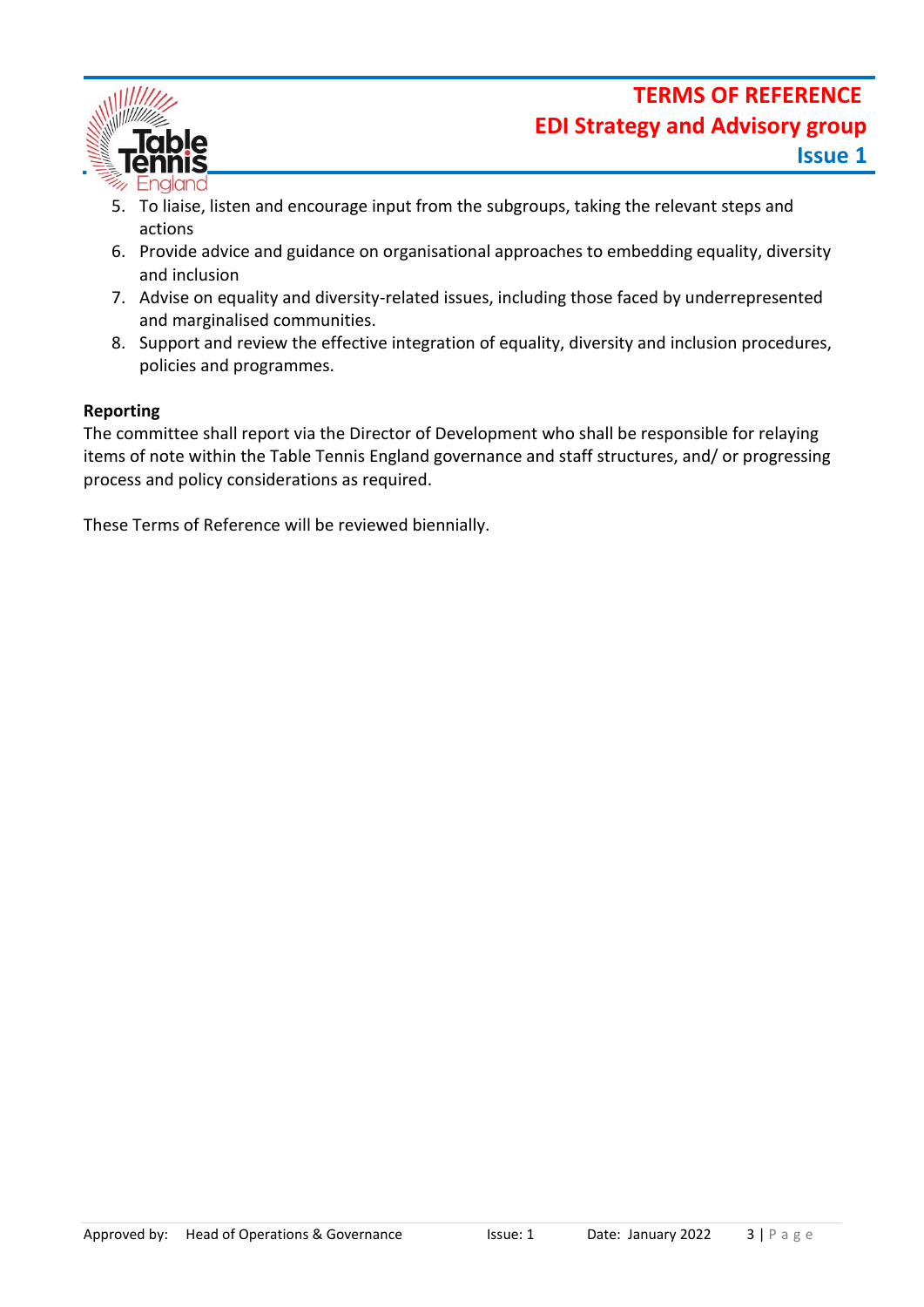5. To liaise, listen and encourage input from the subgroups, taking the relevant steps and actions
6. Provide advice and guidance on organisational approaches to embedding equality, diversity and inclusion
7. Advise on equality and diversity-related issues, including those faced by underrepresented and marginalised communities.
8. Support and review the effective integration of equality, diversity and inclusion procedures, policies and programmes.

**Reporting**

The committee shall report via the Director of Development who shall be responsible for relaying items of note within the Table Tennis England governance and staff structures, and/ or progressing process and policy considerations as required.

These Terms of Reference will be reviewed biennially.